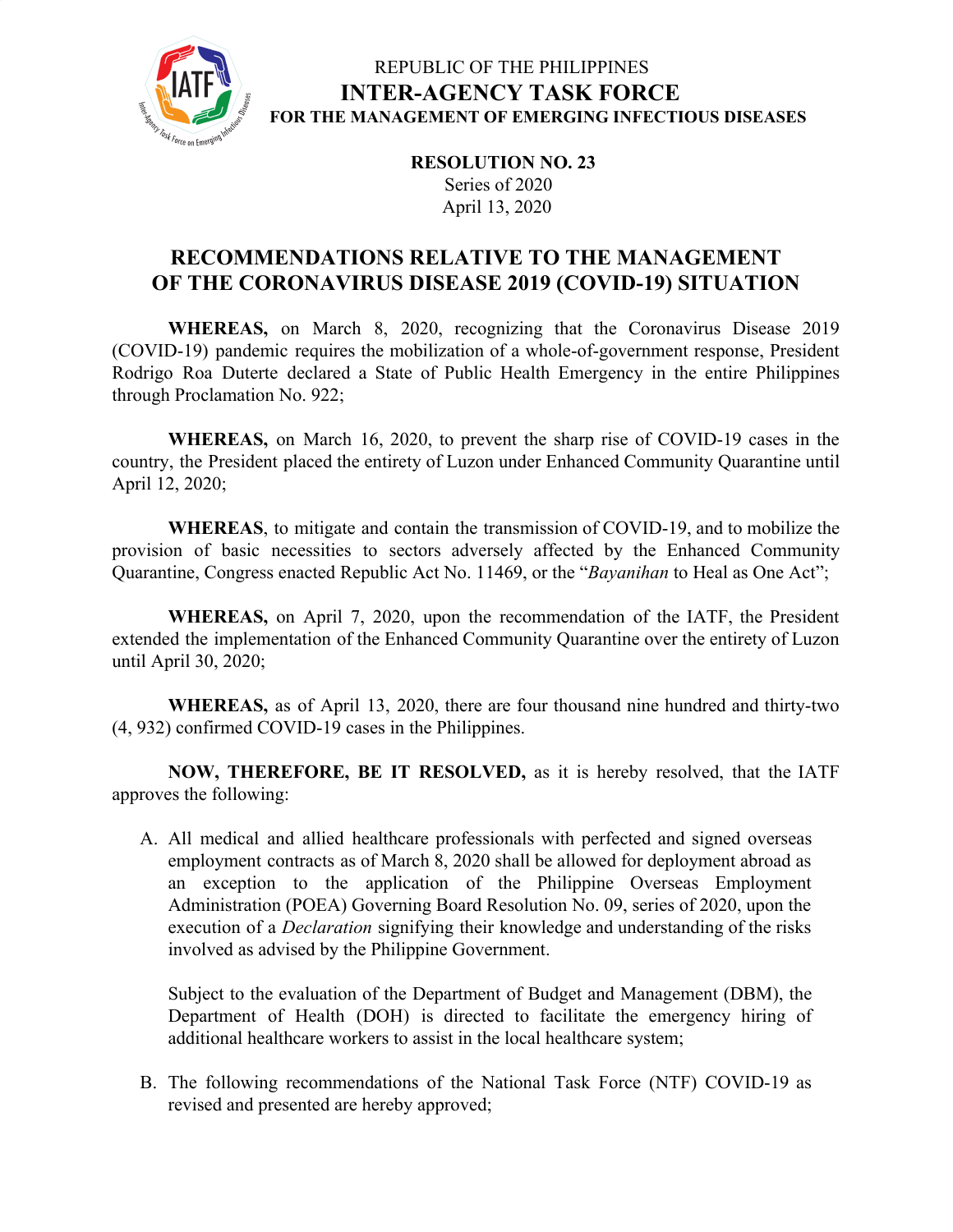REPUBLIC OF THE PHILIPPINES

**INTER-AGENCY TASK FORCE**

**FOR THE MANAGEMENT OF EMERGING INFECTIOUS DISEASES**

**RESOLUTION NO. 23**
Series of 2020
April 13, 2020

# RECOMMENDATIONS RELATIVE TO THE MANAGEMENT OF THE CORONAVIRUS DISEASE 2019 (COVID-19) SITUATION

**WHEREAS,** on March 8, 2020, recognizing that the Coronavirus Disease 2019 (COVID-19) pandemic requires the mobilization of a whole-of-government response, President Rodrigo Roa Duterte declared a State of Public Health Emergency in the entire Philippines through Proclamation No. 922;

**WHEREAS,** on March 16, 2020, to prevent the sharp rise of COVID-19 cases in the country, the President placed the entirety of Luzon under Enhanced Community Quarantine until April 12, 2020;

**WHEREAS**, to mitigate and contain the transmission of COVID-19, and to mobilize the provision of basic necessities to sectors adversely affected by the Enhanced Community Quarantine, Congress enacted Republic Act No. 11469, or the "*Bayanihan* to Heal as One Act";

**WHEREAS,** on April 7, 2020, upon the recommendation of the IATF, the President extended the implementation of the Enhanced Community Quarantine over the entirety of Luzon until April 30, 2020;

**WHEREAS,** as of April 13, 2020, there are four thousand nine hundred and thirty-two (4, 932) confirmed COVID-19 cases in the Philippines.

**NOW, THEREFORE, BE IT RESOLVED,** as it is hereby resolved, that the IATF approves the following:

A. All medical and allied healthcare professionals with perfected and signed overseas employment contracts as of March 8, 2020 shall be allowed for deployment abroad as an exception to the application of the Philippine Overseas Employment Administration (POEA) Governing Board Resolution No. 09, series of 2020, upon the execution of a *Declaration* signifying their knowledge and understanding of the risks involved as advised by the Philippine Government.

   Subject to the evaluation of the Department of Budget and Management (DBM), the Department of Health (DOH) is directed to facilitate the emergency hiring of additional healthcare workers to assist in the local healthcare system;

B. The following recommendations of the National Task Force (NTF) COVID-19 as revised and presented are hereby approved;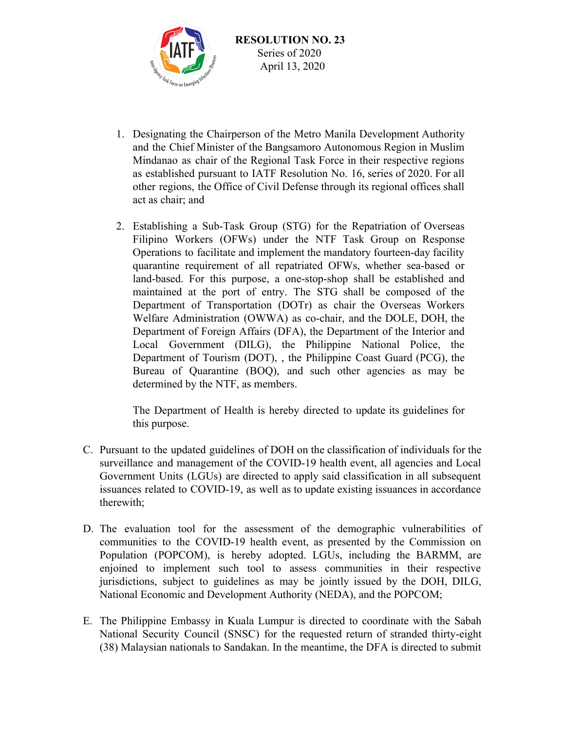1. Designating the Chairperson of the Metro Manila Development Authority and the Chief Minister of the Bangsamoro Autonomous Region in Muslim Mindanao as chair of the Regional Task Force in their respective regions as established pursuant to IATF Resolution No. 16, series of 2020. For all other regions, the Office of Civil Defense through its regional offices shall act as chair; and

2. Establishing a Sub-Task Group (STG) for the Repatriation of Overseas Filipino Workers (OFWs) under the NTF Task Group on Response Operations to facilitate and implement the mandatory fourteen-day facility quarantine requirement of all repatriated OFWs, whether sea-based or land-based. For this purpose, a one-stop-shop shall be established and maintained at the port of entry. The STG shall be composed of the Department of Transportation (DOTr) as chair the Overseas Workers Welfare Administration (OWWA) as co-chair, and the DOLE, DOH, the Department of Foreign Affairs (DFA), the Department of the Interior and Local Government (DILG), the Philippine National Police, the Department of Tourism (DOT), , the Philippine Coast Guard (PCG), the Bureau of Quarantine (BOQ), and such other agencies as may be determined by the NTF, as members.

   The Department of Health is hereby directed to update its guidelines for this purpose.

C. Pursuant to the updated guidelines of DOH on the classification of individuals for the surveillance and management of the COVID-19 health event, all agencies and Local Government Units (LGUs) are directed to apply said classification in all subsequent issuances related to COVID-19, as well as to update existing issuances in accordance therewith;

D. The evaluation tool for the assessment of the demographic vulnerabilities of communities to the COVID-19 health event, as presented by the Commission on Population (POPCOM), is hereby adopted. LGUs, including the BARMM, are enjoined to implement such tool to assess communities in their respective jurisdictions, subject to guidelines as may be jointly issued by the DOH, DILG, National Economic and Development Authority (NEDA), and the POPCOM;

E. The Philippine Embassy in Kuala Lumpur is directed to coordinate with the Sabah National Security Council (SNSC) for the requested return of stranded thirty-eight (38) Malaysian nationals to Sandakan. In the meantime, the DFA is directed to submit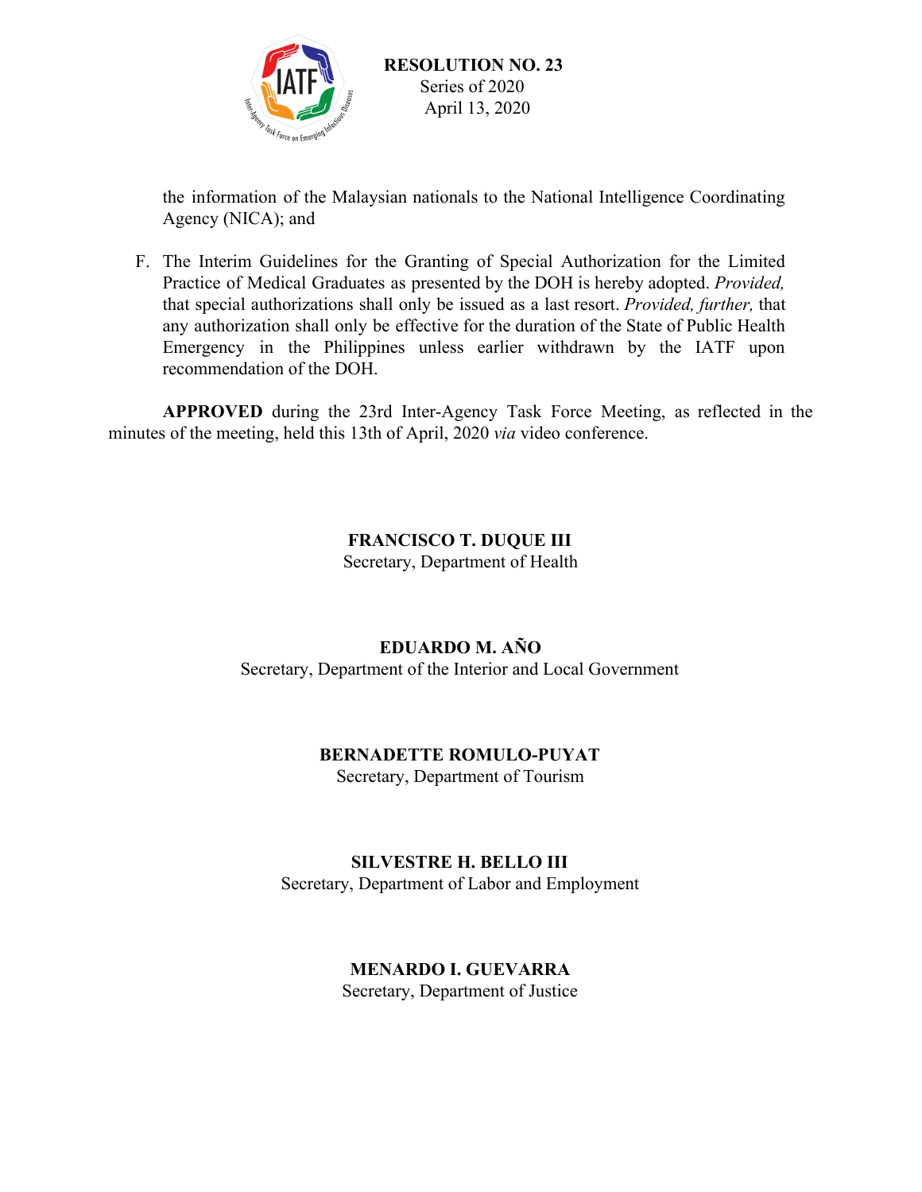the information of the Malaysian nationals to the National Intelligence Coordinating Agency (NICA); and

F. The Interim Guidelines for the Granting of Special Authorization for the Limited Practice of Medical Graduates as presented by the DOH is hereby adopted. *Provided,* that special authorizations shall only be issued as a last resort. *Provided, further,* that any authorization shall only be effective for the duration of the State of Public Health Emergency in the Philippines unless earlier withdrawn by the IATF upon recommendation of the DOH.

**APPROVED** during the 23rd Inter-Agency Task Force Meeting, as reflected in the minutes of the meeting, held this 13th of April, 2020 *via* video conference.

**FRANCISCO T. DUQUE III**
Secretary, Department of Health

**EDUARDO M. AÑO**
Secretary, Department of the Interior and Local Government

**BERNADETTE ROMULO-PUYAT**
Secretary, Department of Tourism

**SILVESTRE H. BELLO III**
Secretary, Department of Labor and Employment

**MENARDO I. GUEVARRA**
Secretary, Department of Justice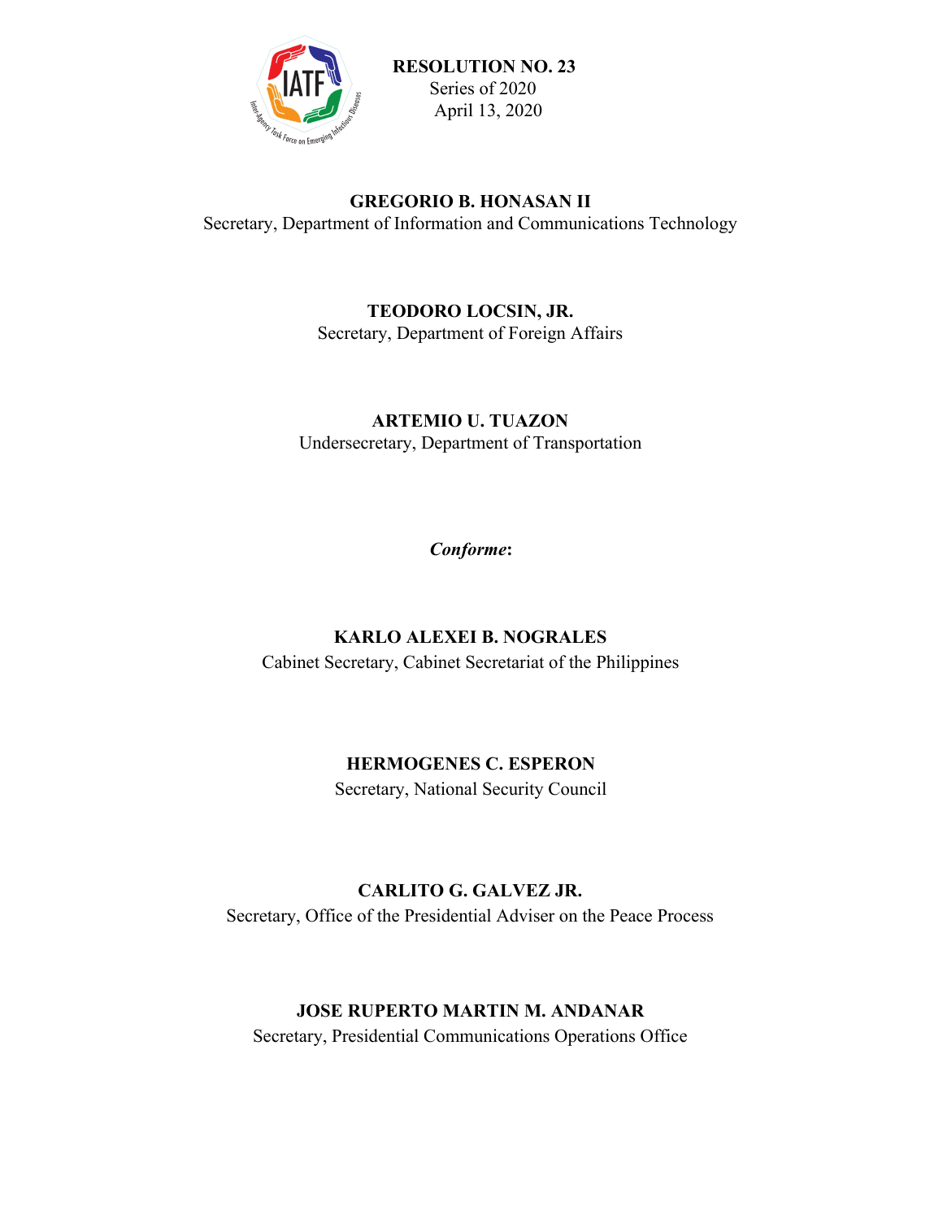**RESOLUTION NO. 23**
Series of 2020
April 13, 2020

**GREGORIO B. HONASAN II**
Secretary, Department of Information and Communications Technology

**TEODORO LOCSIN, JR.**
Secretary, Department of Foreign Affairs

**ARTEMIO U. TUAZON**
Undersecretary, Department of Transportation

***Conforme*:**

**KARLO ALEXEI B. NOGRALES**
Cabinet Secretary, Cabinet Secretariat of the Philippines

**HERMOGENES C. ESPERON**
Secretary, National Security Council

**CARLITO G. GALVEZ JR.**
Secretary, Office of the Presidential Adviser on the Peace Process

**JOSE RUPERTO MARTIN M. ANDANAR**
Secretary, Presidential Communications Operations Office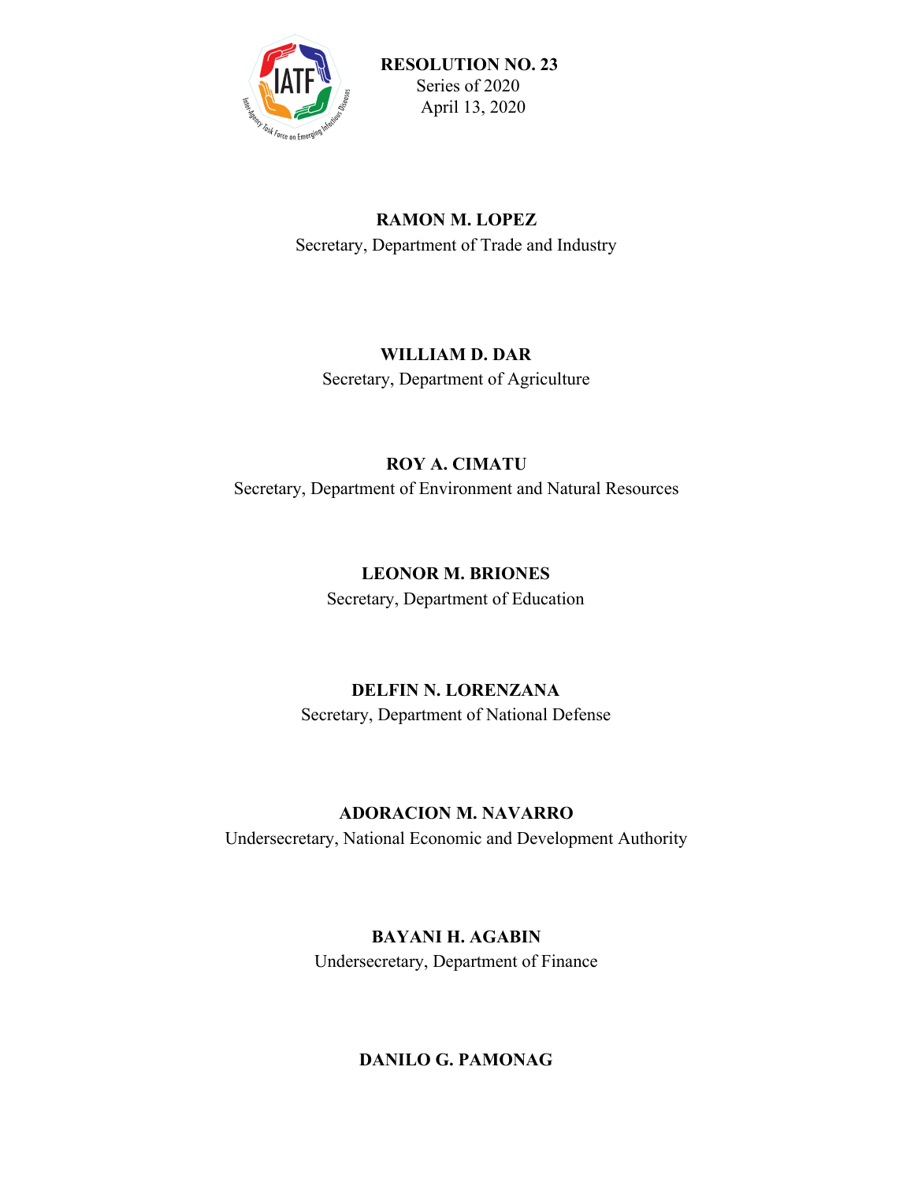**RESOLUTION NO. 23**
Series of 2020
April 13, 2020

**RAMON M. LOPEZ**
Secretary, Department of Trade and Industry

**WILLIAM D. DAR**
Secretary, Department of Agriculture

**ROY A. CIMATU**
Secretary, Department of Environment and Natural Resources

**LEONOR M. BRIONES**
Secretary, Department of Education

**DELFIN N. LORENZANA**
Secretary, Department of National Defense

**ADORACION M. NAVARRO**
Undersecretary, National Economic and Development Authority

**BAYANI H. AGABIN**
Undersecretary, Department of Finance

**DANILO G. PAMONAG**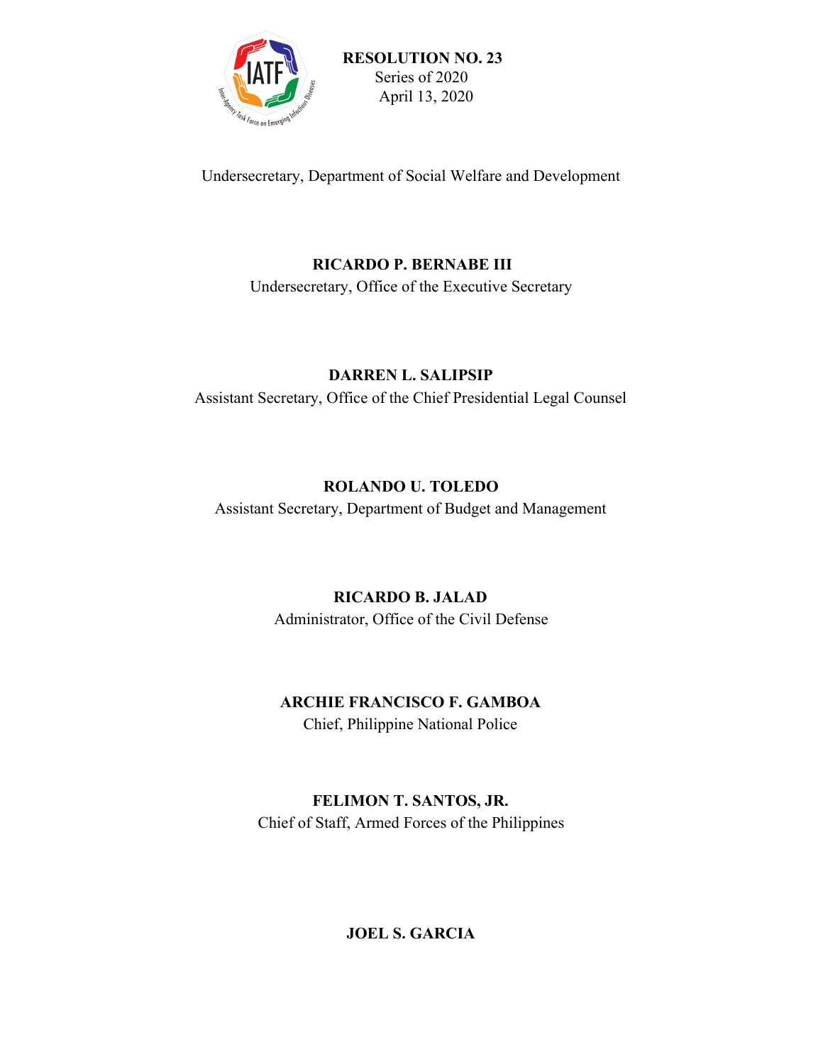Undersecretary, Department of Social Welfare and Development

**RICARDO P. BERNABE III**
Undersecretary, Office of the Executive Secretary

**DARREN L. SALIPSIP**
Assistant Secretary, Office of the Chief Presidential Legal Counsel

**ROLANDO U. TOLEDO**
Assistant Secretary, Department of Budget and Management

**RICARDO B. JALAD**
Administrator, Office of the Civil Defense

**ARCHIE FRANCISCO F. GAMBOA**
Chief, Philippine National Police

**FELIMON T. SANTOS, JR.**
Chief of Staff, Armed Forces of the Philippines

**JOEL S. GARCIA**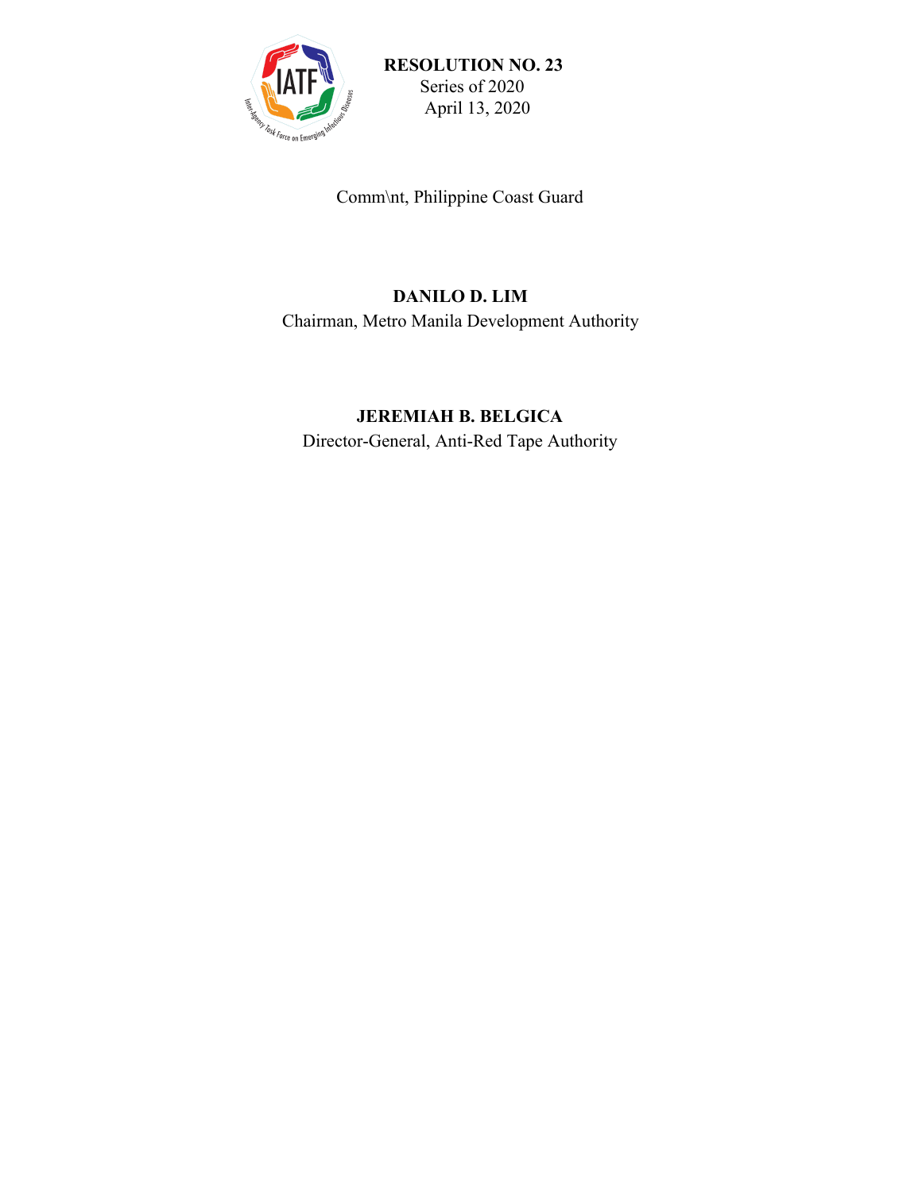**RESOLUTION NO. 23**
Series of 2020
April 13, 2020

Comm\nt, Philippine Coast Guard

**DANILO D. LIM**
Chairman, Metro Manila Development Authority

**JEREMIAH B. BELGICA**
Director-General, Anti-Red Tape Authority